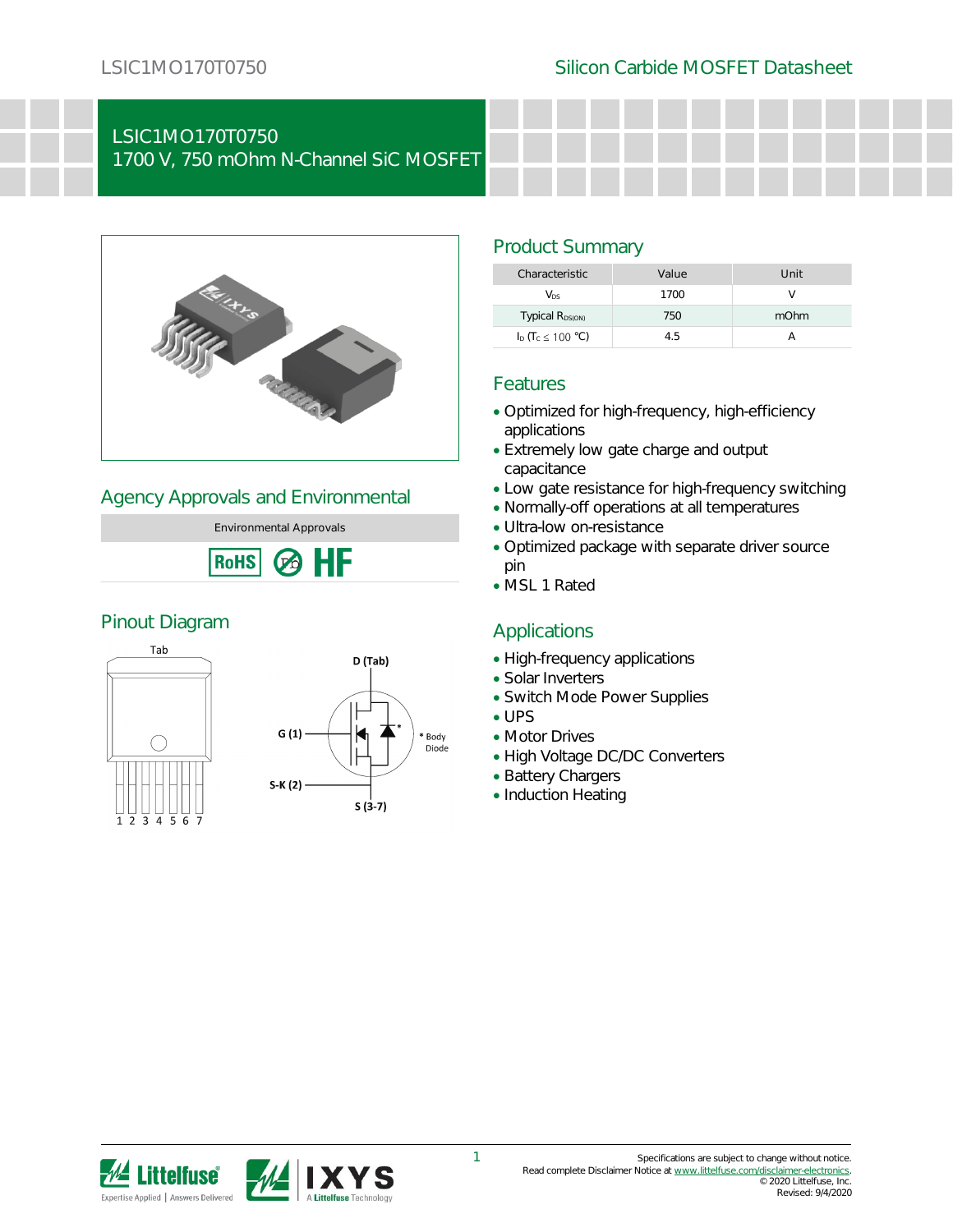# LSIC1MO170T0750
## 1700 V, 750 mOhm N-Channel SiC MOSFET

## Product Summary

| Characteristic | Value | Unit |
|---|---|---|
| $V_{DS}$ | 1700 | V |
| Typical $R_{DS(ON)}$ | 750 | mOhm |
| $I_D$ ($T_C \leq 100$ °C) | 4.5 | A |

## Features

- Optimized for high-frequency, high-efficiency applications
- Extremely low gate charge and output capacitance
- Low gate resistance for high-frequency switching
- Normally-off operations at all temperatures
- Ultra-low on-resistance
- Optimized package with separate driver source pin
- MSL 1 Rated

## Agency Approvals and Environmental

Environmental Approvals

RoHS  Pb  HF

## Applications

- High-frequency applications
- Solar Inverters
- Switch Mode Power Supplies
- UPS
- Motor Drives
- High Voltage DC/DC Converters
- Battery Chargers
- Induction Heating

## Pinout Diagram

Tab

1 2 3 4 5 6 7

D (Tab)

G (1)

S-K (2)

S (3-7)

* Body Diode

Specifications are subject to change without notice.
Read complete Disclaimer Notice at www.littelfuse.com/disclaimer-electronics.
© 2020 Littelfuse, Inc.
Revised: 9/4/2020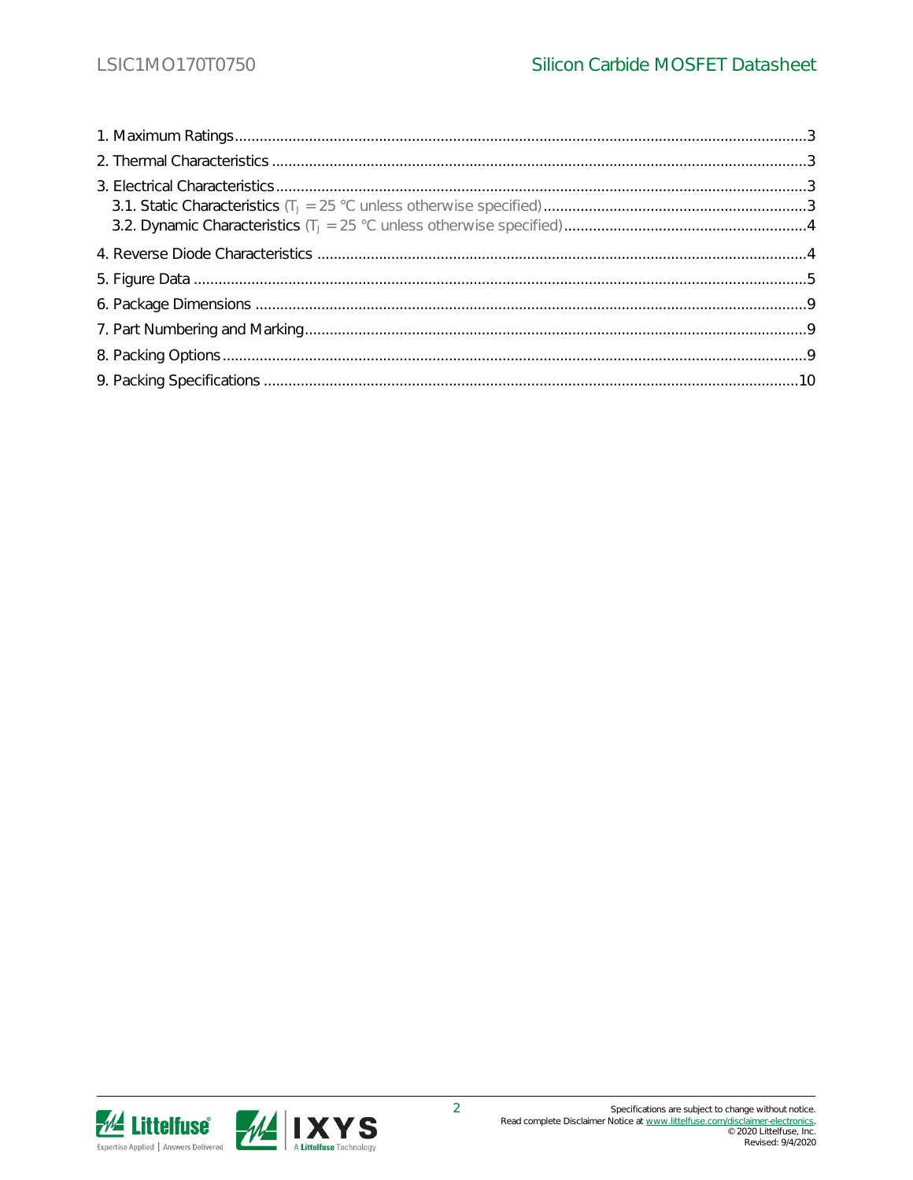1. Maximum Ratings ........................................................................................................................................3
2. Thermal Characteristics ..............................................................................................................................3
3. Electrical Characteristics .............................................................................................................................3
   3.1. Static Characteristics ($T_J$ = 25 °C unless otherwise specified) ..........................................................3
   3.2. Dynamic Characteristics ($T_J$ = 25 °C unless otherwise specified) .......................................................4
4. Reverse Diode Characteristics ....................................................................................................................4
5. Figure Data .................................................................................................................................................5
6. Package Dimensions ...................................................................................................................................9
7. Part Numbering and Marking .......................................................................................................................9
8. Packing Options ..........................................................................................................................................9
9. Packing Specifications ...............................................................................................................................10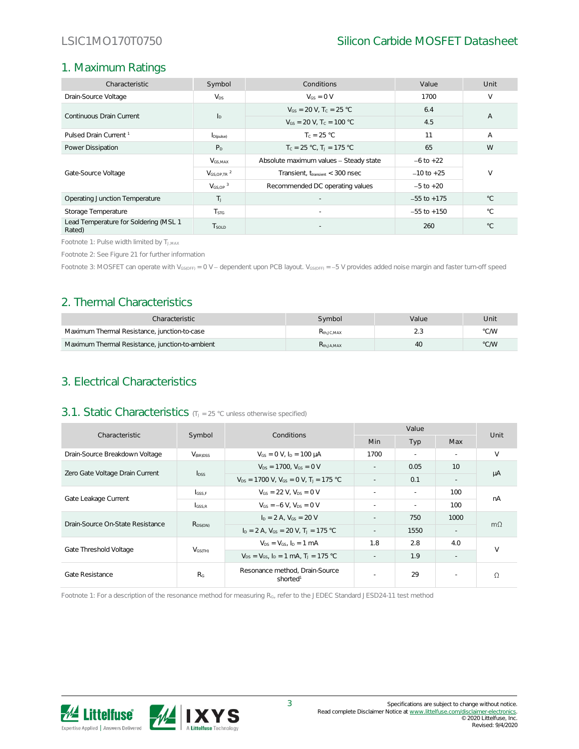## 1. Maximum Ratings

| Characteristic | Symbol | Conditions | Value | Unit |
|---|---|---|---|---|
| Drain-Source Voltage | $V_{DS}$ | $V_{GS} = 0$ V | 1700 | V |
| Continuous Drain Current | $I_D$ | $V_{GS} = 20$ V, $T_C = 25$ °C | 6.4 | A |
| | | $V_{GS} = 20$ V, $T_C = 100$ °C | 4.5 | |
| Pulsed Drain Current [1] | $I_{D(pulse)}$ | $T_C = 25$ °C | 11 | A |
| Power Dissipation | $P_D$ | $T_C = 25$ °C, $T_J = 175$ °C | 65 | W |
| Gate-Source Voltage | $V_{GS,MAX}$ | Absolute maximum values – Steady state | –6 to +22 | V |
| | $V_{GS,OP,TR}$ [2] | Transient, $t_{transient} < 300$ nsec | –10 to +25 | |
| | $V_{GS,OP}$ [3] | Recommended DC operating values | –5 to +20 | |
| Operating Junction Temperature | $T_J$ | - | –55 to +175 | °C |
| Storage Temperature | $T_{STG}$ | - | –55 to +150 | °C |
| Lead Temperature for Soldering (MSL 1 Rated) | $T_{SOLD}$ | - | 260 | °C |

Footnote 1: Pulse width limited by $T_{J,MAX}$

Footnote 2: See Figure 21 for further information

Footnote 3: MOSFET can operate with $V_{GS(OFF)} = 0$ V – dependent upon PCB layout. $V_{GS(OFF)} = –5$ V provides added noise margin and faster turn-off speed

## 2. Thermal Characteristics

| Characteristic | Symbol | Value | Unit |
|---|---|---|---|
| Maximum Thermal Resistance, junction-to-case | $R_{th,JC,MAX}$ | 2.3 | °C/W |
| Maximum Thermal Resistance, junction-to-ambient | $R_{th,JA,MAX}$ | 40 | °C/W |

## 3. Electrical Characteristics

### 3.1. Static Characteristics ($T_J = 25$ °C unless otherwise specified)

| Characteristic | Symbol | Conditions | Value | | | Unit |
|---|---|---|---|---|---|---|
| | | | Min | Typ | Max | |
| Drain-Source Breakdown Voltage | $V_{(BR)DSS}$ | $V_{GS} = 0$ V, $I_D = 100$ µA | 1700 | - | - | V |
| Zero Gate Voltage Drain Current | $I_{DSS}$ | $V_{DS} = 1700$, $V_{GS} = 0$ V | - | 0.05 | 10 | µA |
| | | $V_{DS} = 1700$ V, $V_{GS} = 0$ V, $T_J = 175$ °C | - | 0.1 | - | |
| Gate Leakage Current | $I_{GSS,F}$ | $V_{GS} = 22$ V, $V_{DS} = 0$ V | - | - | 100 | nA |
| | $I_{GSS,R}$ | $V_{GS} = –6$ V, $V_{DS} = 0$ V | - | - | 100 | |
| Drain-Source On-State Resistance | $R_{DS(ON)}$ | $I_D = 2$ A, $V_{GS} = 20$ V | - | 750 | 1000 | mΩ |
| | | $I_D = 2$ A, $V_{GS} = 20$ V, $T_J = 175$ °C | - | 1550 | - | |
| Gate Threshold Voltage | $V_{GS(TH)}$ | $V_{DS} = V_{GS}$, $I_D = 1$ mA | 1.8 | 2.8 | 4.0 | V |
| | | $V_{DS} = V_{GS}$, $I_D = 1$ mA, $T_J = 175$ °C | - | 1.9 | - | |
| Gate Resistance | $R_G$ | Resonance method, Drain-Source shorted[1] | - | 29 | - | Ω |

Footnote 1: For a description of the resonance method for measuring $R_G$, refer to the JEDEC Standard JESD24-11 test method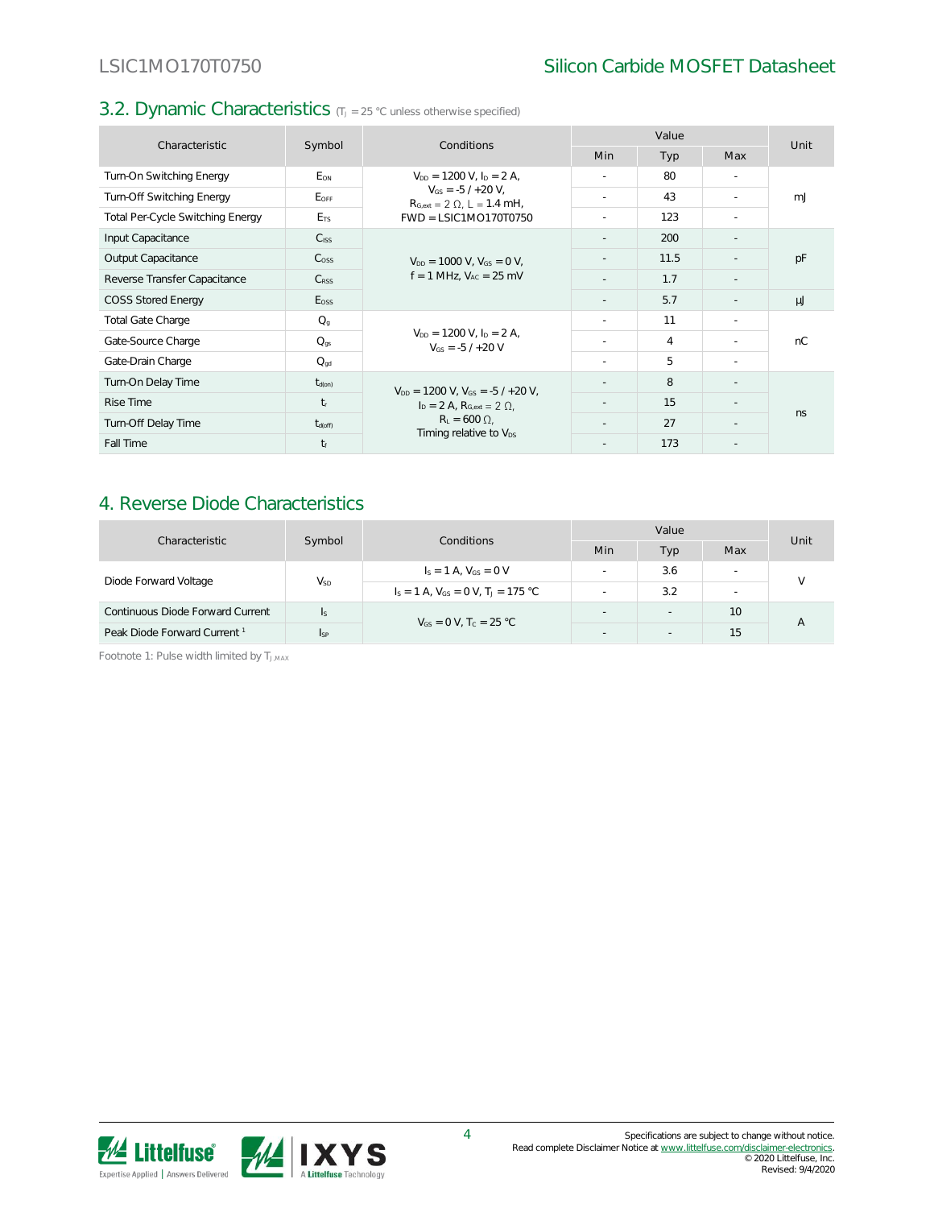## 3.2. Dynamic Characteristics ($T_J$ = 25 °C unless otherwise specified)

| Characteristic | Symbol | Conditions | Value | | | Unit |
|---|---|---|---|---|---|---|
| | | | Min | Typ | Max | |
| Turn-On Switching Energy | $E_{ON}$ | $V_{DD}$ = 1200 V, $I_D$ = 2 A, $V_{GS}$ = -5 / +20 V, $R_{G,ext}$ = 2 Ω, L = 1.4 mH, FWD = LSIC1MO170T0750 | - | 80 | - | mJ |
| Turn-Off Switching Energy | $E_{OFF}$ | | - | 43 | - | |
| Total Per-Cycle Switching Energy | $E_{TS}$ | | - | 123 | - | |
| Input Capacitance | $C_{ISS}$ | $V_{DD}$ = 1000 V, $V_{GS}$ = 0 V, f = 1 MHz, $V_{AC}$ = 25 mV | - | 200 | - | pF |
| Output Capacitance | $C_{OSS}$ | | - | 11.5 | - | |
| Reverse Transfer Capacitance | $C_{RSS}$ | | - | 1.7 | - | |
| COSS Stored Energy | $E_{OSS}$ | | - | 5.7 | - | μJ |
| Total Gate Charge | $Q_g$ | $V_{DD}$ = 1200 V, $I_D$ = 2 A, $V_{GS}$ = -5 / +20 V | - | 11 | - | nC |
| Gate-Source Charge | $Q_{gs}$ | | - | 4 | - | |
| Gate-Drain Charge | $Q_{gd}$ | | - | 5 | - | |
| Turn-On Delay Time | $t_{d(on)}$ | $V_{DD}$ = 1200 V, $V_{GS}$ = -5 / +20 V, $I_D$ = 2 A, $R_{G,ext}$ = 2 Ω, $R_L$ = 600 Ω, Timing relative to $V_{DS}$ | - | 8 | - | ns |
| Rise Time | $t_r$ | | - | 15 | - | |
| Turn-Off Delay Time | $t_{d(off)}$ | | - | 27 | - | |
| Fall Time | $t_f$ | | - | 173 | - | |

## 4. Reverse Diode Characteristics

| Characteristic | Symbol | Conditions | Value | | | Unit |
|---|---|---|---|---|---|---|
| | | | Min | Typ | Max | |
| Diode Forward Voltage | $V_{SD}$ | $I_S$ = 1 A, $V_{GS}$ = 0 V | - | 3.6 | - | V |
| | | $I_S$ = 1 A, $V_{GS}$ = 0 V, $T_J$ = 175 °C | - | 3.2 | - | |
| Continuous Diode Forward Current | $I_S$ | $V_{GS}$ = 0 V, $T_C$ = 25 °C | - | - | 10 | A |
| Peak Diode Forward Current [1] | $I_{SP}$ | | - | - | 15 | |

Footnote 1: Pulse width limited by $T_{J,MAX}$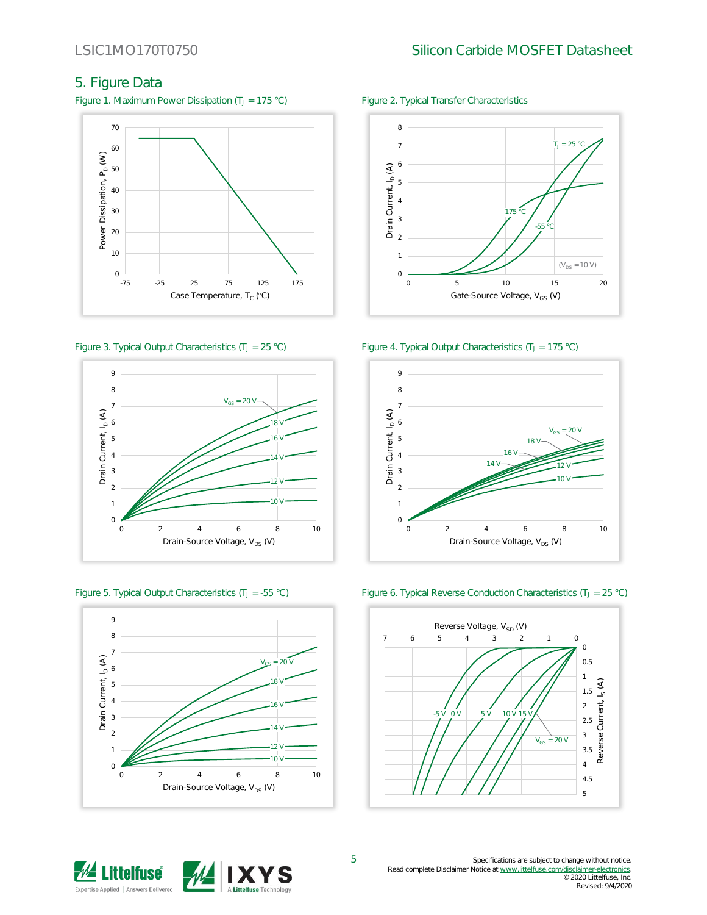## 5. Figure Data

Figure 1. Maximum Power Dissipation ($T_J$ = 175 °C)

Figure 2. Typical Transfer Characteristics

Figure 3. Typical Output Characteristics ($T_J$ = 25 °C)

Figure 4. Typical Output Characteristics ($T_J$ = 175 °C)

Figure 5. Typical Output Characteristics ($T_J$ = -55 °C)

Figure 6. Typical Reverse Conduction Characteristics ($T_J$ = 25 °C)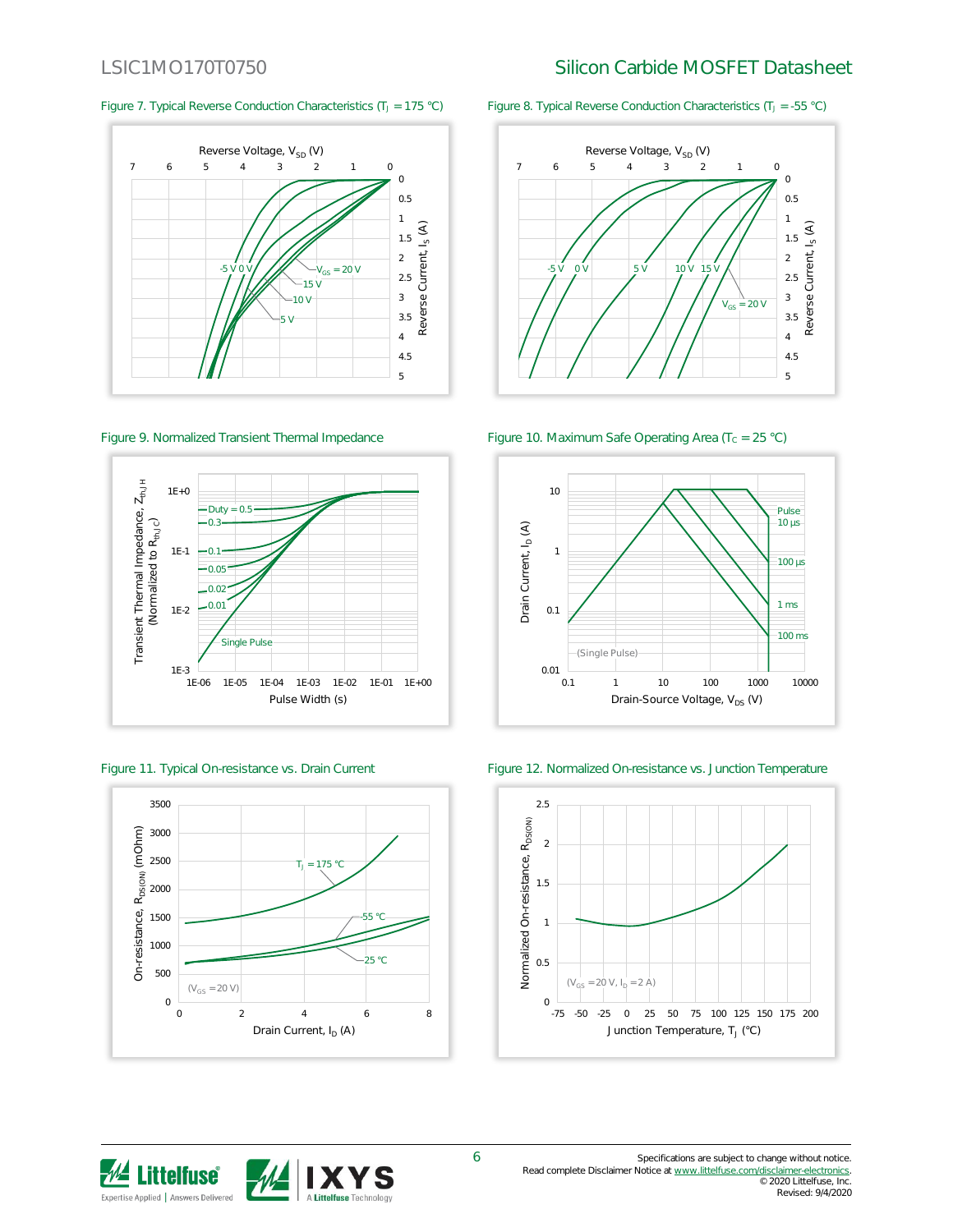Figure 7. Typical Reverse Conduction Characteristics ($T_J$ = 175 °C)

Figure 8. Typical Reverse Conduction Characteristics ($T_J$ = -55 °C)

Figure 9. Normalized Transient Thermal Impedance

Figure 10. Maximum Safe Operating Area ($T_C$ = 25 °C)

Figure 11. Typical On-resistance vs. Drain Current

Figure 12. Normalized On-resistance vs. Junction Temperature

Specifications are subject to change without notice.
Read complete Disclaimer Notice at www.littelfuse.com/disclaimer-electronics.
© 2020 Littelfuse, Inc.
Revised: 9/4/2020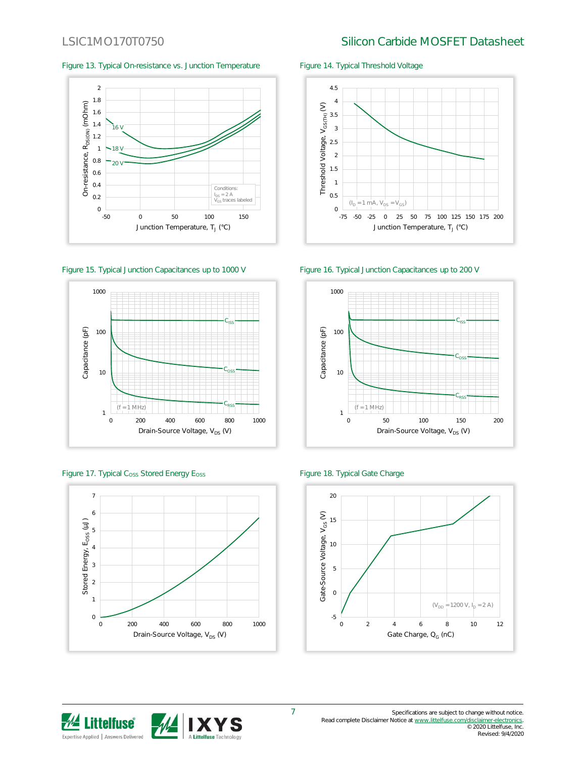Figure 13. Typical On-resistance vs. Junction Temperature

Figure 14. Typical Threshold Voltage

Figure 15. Typical Junction Capacitances up to 1000 V

Figure 16. Typical Junction Capacitances up to 200 V

Figure 17. Typical $C_{OSS}$ Stored Energy $E_{OSS}$

Figure 18. Typical Gate Charge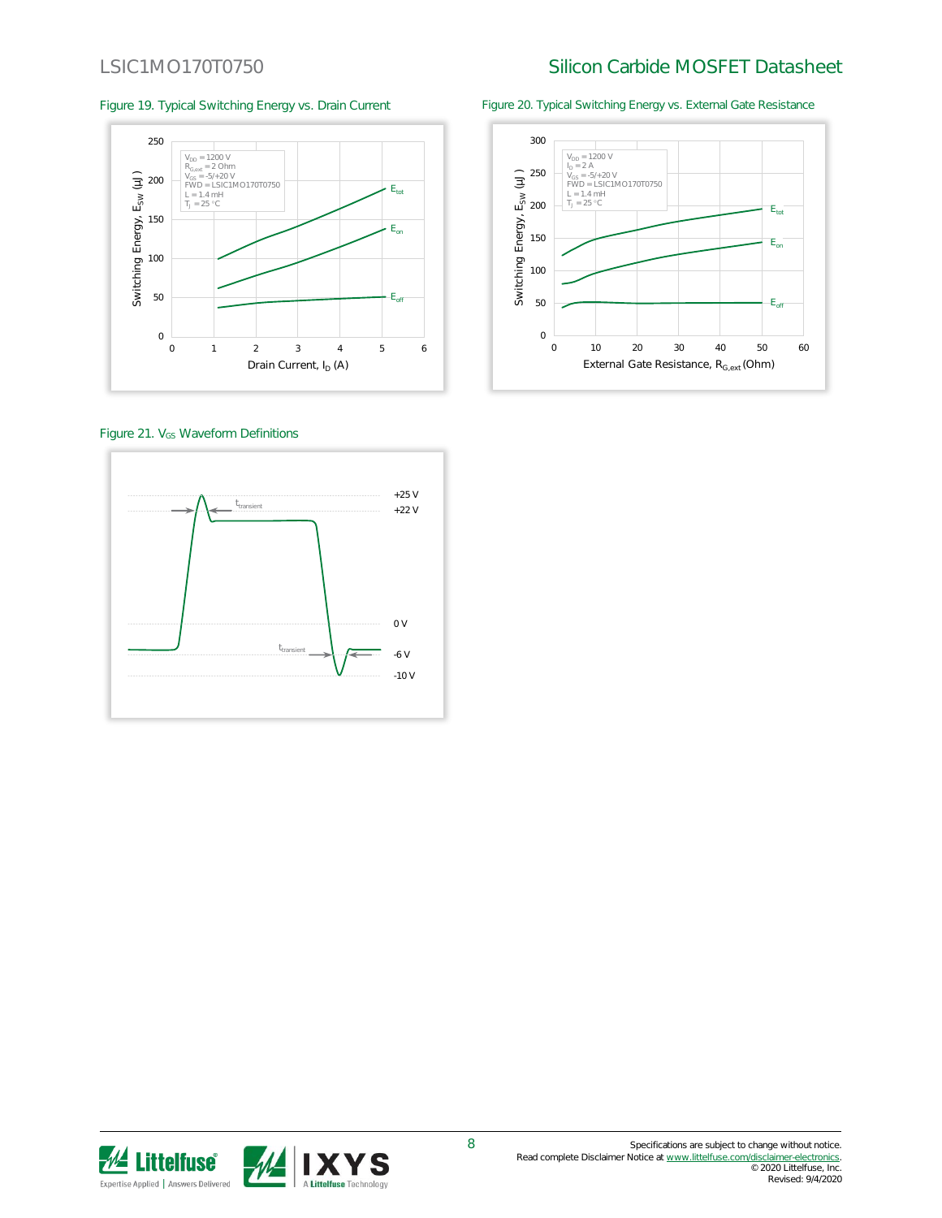Figure 19. Typical Switching Energy vs. Drain Current

Figure 20. Typical Switching Energy vs. External Gate Resistance

Figure 21. $V_{GS}$ Waveform Definitions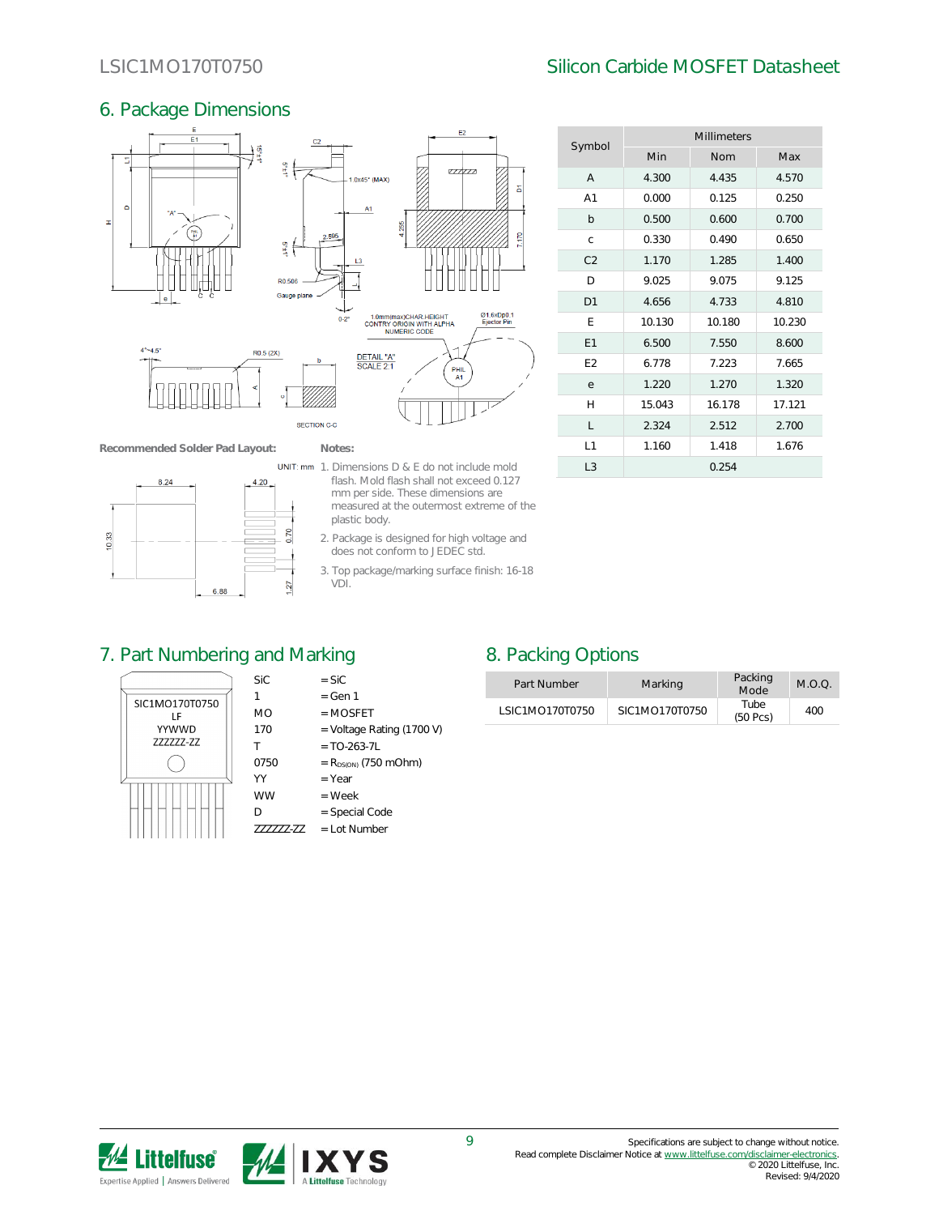## 6. Package Dimensions

| Symbol | Millimeters | | |
|---|---|---|---|
| | Min | Nom | Max |
| A | 4.300 | 4.435 | 4.570 |
| A1 | 0.000 | 0.125 | 0.250 |
| b | 0.500 | 0.600 | 0.700 |
| c | 0.330 | 0.490 | 0.650 |
| C2 | 1.170 | 1.285 | 1.400 |
| D | 9.025 | 9.075 | 9.125 |
| D1 | 4.656 | 4.733 | 4.810 |
| E | 10.130 | 10.180 | 10.230 |
| E1 | 6.500 | 7.550 | 8.600 |
| E2 | 6.778 | 7.223 | 7.665 |
| e | 1.220 | 1.270 | 1.320 |
| H | 15.043 | 16.178 | 17.121 |
| L | 2.324 | 2.512 | 2.700 |
| L1 | 1.160 | 1.418 | 1.676 |
| L3 | | 0.254 | |

**Recommended Solder Pad Layout:**

UNIT: mm

**Notes:**

1. Dimensions D & E do not include mold flash. Mold flash shall not exceed 0.127 mm per side. These dimensions are measured at the outermost extreme of the plastic body.
2. Package is designed for high voltage and does not conform to JEDEC std.
3. Top package/marking surface finish: 16-18 VDI.

## 7. Part Numbering and Marking

SIC1MO170T0750
LF
YYWWD
ZZZZZZ-ZZ

| | |
|---|---|
| SiC | = SiC |
| 1 | = Gen 1 |
| MO | = MOSFET |
| 170 | = Voltage Rating (1700 V) |
| T | = TO-263-7L |
| 0750 | = $R_{DS(ON)}$ (750 mOhm) |
| YY | = Year |
| WW | = Week |
| D | = Special Code |
| ZZZZZZ-ZZ | = Lot Number |

## 8. Packing Options

| Part Number | Marking | Packing Mode | M.O.Q. |
|---|---|---|---|
| LSIC1MO170T0750 | SIC1MO170T0750 | Tube (50 Pcs) | 400 |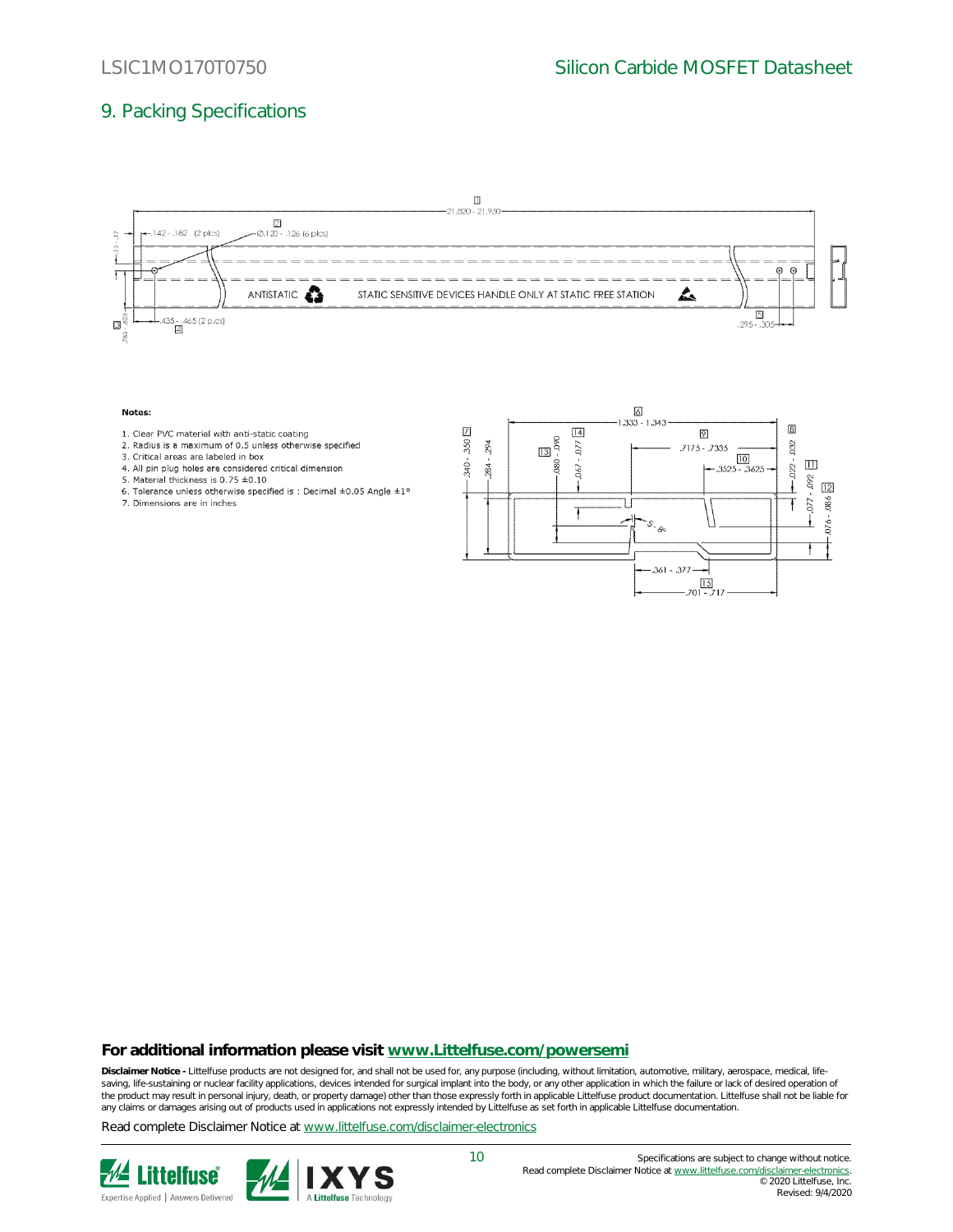## 9. Packing Specifications

1
21.820 - 21.950

2
Ø.120 - .126 (6 plcs)

.142 - .182 (2 plcs)

.13 - .17

ANTISTATIC

STATIC SENSITIVE DEVICES HANDLE ONLY AT STATIC FREE STATION

3
.785 - .823

.435 - .465 (2 plcs)
4

5
.295 - .305

**Notes:**

1. Clear PVC material with anti-static coating
2. Radius is a maximum of 0.5 unless otherwise specified
3. Critical areas are labeled in box
4. All pin plug holes are considered critical dimension
5. Material thickness is 0.75 ±0.10
6. Tolerance unless otherwise specified is : Decimal ±0.05 Angle ±1°
7. Dimensions are in inches

6
1.333 - 1.343

7
.340 - .350

.284 - .294

13
.080 - .090

14
.067 - .077

9
.7175 - .7335

10
.3525 - .3625

8
.022 - .032

11
.077 - .092

12
.076 - .086

5° - 8°

.361 - .377

15
.701 - .717

**For additional information please visit www.Littelfuse.com/powersemi**

**Disclaimer Notice -** Littelfuse products are not designed for, and shall not be used for, any purpose (including, without limitation, automotive, military, aerospace, medical, life-saving, life-sustaining or nuclear facility applications, devices intended for surgical implant into the body, or any other application in which the failure or lack of desired operation of the product may result in personal injury, death, or property damage) other than those expressly forth in applicable Littelfuse product documentation. Littelfuse shall not be liable for any claims or damages arising out of products used in applications not expressly intended by Littelfuse as set forth in applicable Littelfuse documentation.

Read complete Disclaimer Notice at www.littelfuse.com/disclaimer-electronics